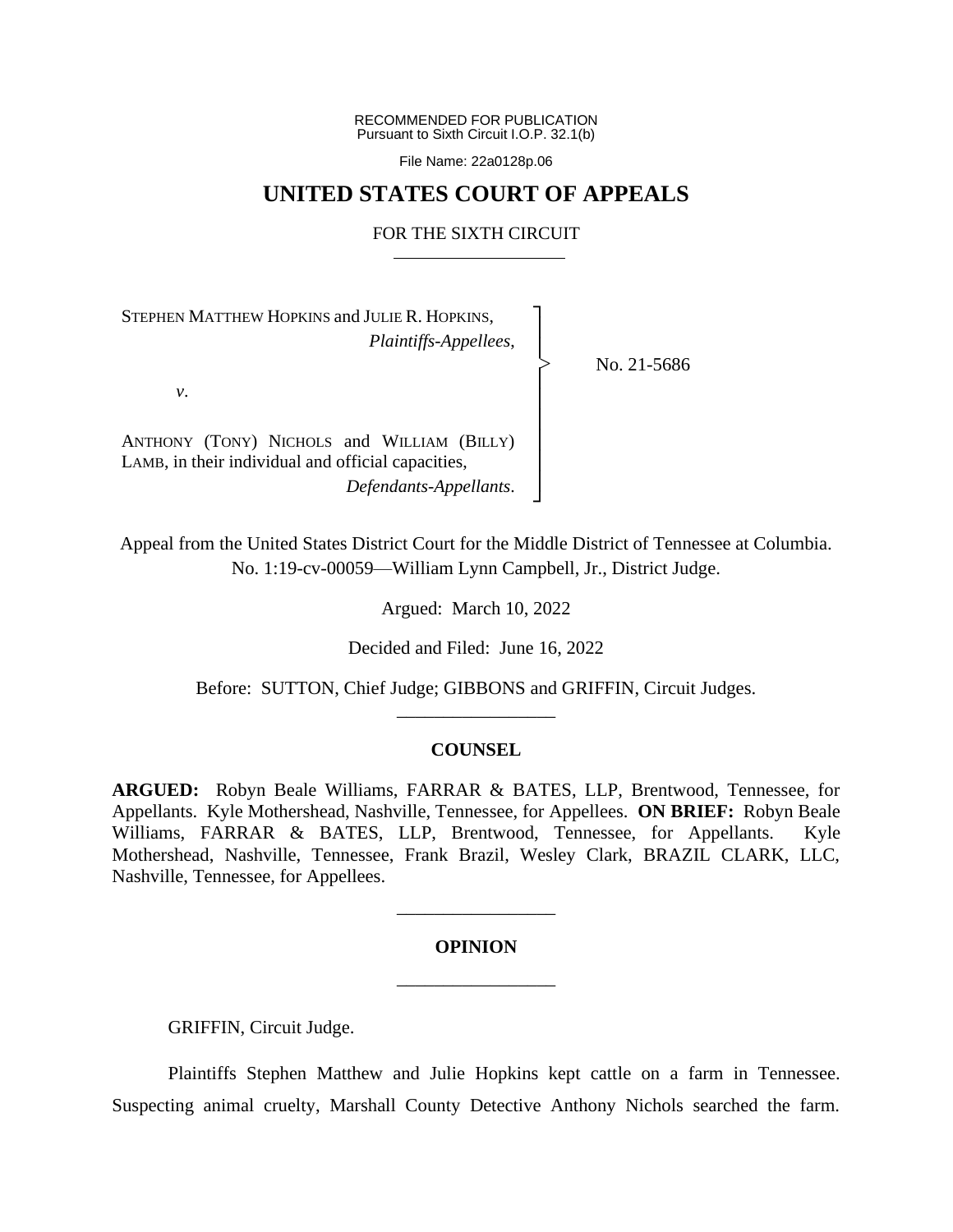RECOMMENDED FOR PUBLICATION
Pursuant to Sixth Circuit I.O.P. 32.1(b)

File Name: 22a0128p.06

# UNITED STATES COURT OF APPEALS

## FOR THE SIXTH CIRCUIT

STEPHEN MATTHEW HOPKINS and JULIE R. HOPKINS,
*Plaintiffs-Appellees*,

*v*.

ANTHONY (TONY) NICHOLS and WILLIAM (BILLY) LAMB, in their individual and official capacities,
*Defendants-Appellants*.

No. 21-5686

Appeal from the United States District Court for the Middle District of Tennessee at Columbia.
No. 1:19-cv-00059—William Lynn Campbell, Jr., District Judge.

Argued: March 10, 2022

Decided and Filed: June 16, 2022

Before: SUTTON, Chief Judge; GIBBONS and GRIFFIN, Circuit Judges.

## COUNSEL

**ARGUED:** Robyn Beale Williams, FARRAR & BATES, LLP, Brentwood, Tennessee, for Appellants. Kyle Mothershead, Nashville, Tennessee, for Appellees. **ON BRIEF:** Robyn Beale Williams, FARRAR & BATES, LLP, Brentwood, Tennessee, for Appellants. Kyle Mothershead, Nashville, Tennessee, Frank Brazil, Wesley Clark, BRAZIL CLARK, LLC, Nashville, Tennessee, for Appellees.

## OPINION

GRIFFIN, Circuit Judge.

Plaintiffs Stephen Matthew and Julie Hopkins kept cattle on a farm in Tennessee. Suspecting animal cruelty, Marshall County Detective Anthony Nichols searched the farm.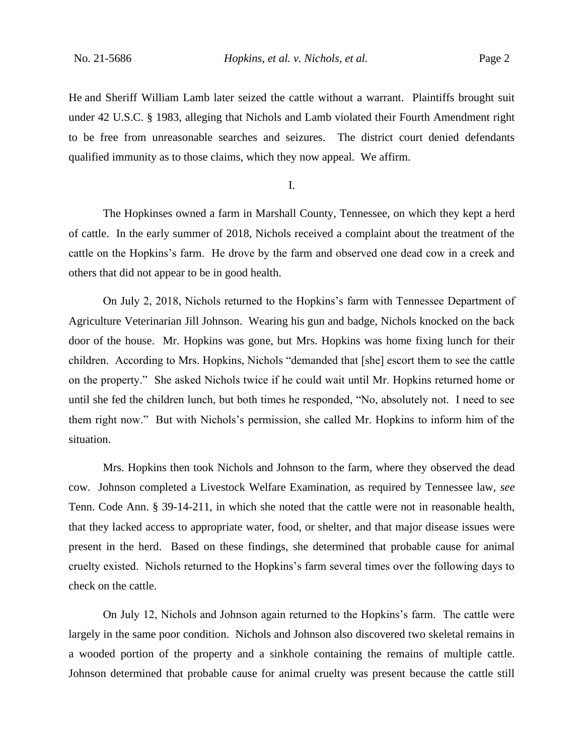He and Sheriff William Lamb later seized the cattle without a warrant. Plaintiffs brought suit under 42 U.S.C. § 1983, alleging that Nichols and Lamb violated their Fourth Amendment right to be free from unreasonable searches and seizures. The district court denied defendants qualified immunity as to those claims, which they now appeal. We affirm.

## I.

The Hopkinses owned a farm in Marshall County, Tennessee, on which they kept a herd of cattle. In the early summer of 2018, Nichols received a complaint about the treatment of the cattle on the Hopkins's farm. He drove by the farm and observed one dead cow in a creek and others that did not appear to be in good health.

On July 2, 2018, Nichols returned to the Hopkins's farm with Tennessee Department of Agriculture Veterinarian Jill Johnson. Wearing his gun and badge, Nichols knocked on the back door of the house. Mr. Hopkins was gone, but Mrs. Hopkins was home fixing lunch for their children. According to Mrs. Hopkins, Nichols "demanded that [she] escort them to see the cattle on the property." She asked Nichols twice if he could wait until Mr. Hopkins returned home or until she fed the children lunch, but both times he responded, "No, absolutely not. I need to see them right now." But with Nichols's permission, she called Mr. Hopkins to inform him of the situation.

Mrs. Hopkins then took Nichols and Johnson to the farm, where they observed the dead cow. Johnson completed a Livestock Welfare Examination, as required by Tennessee law, *see* Tenn. Code Ann. § 39-14-211, in which she noted that the cattle were not in reasonable health, that they lacked access to appropriate water, food, or shelter, and that major disease issues were present in the herd. Based on these findings, she determined that probable cause for animal cruelty existed. Nichols returned to the Hopkins's farm several times over the following days to check on the cattle.

On July 12, Nichols and Johnson again returned to the Hopkins's farm. The cattle were largely in the same poor condition. Nichols and Johnson also discovered two skeletal remains in a wooded portion of the property and a sinkhole containing the remains of multiple cattle. Johnson determined that probable cause for animal cruelty was present because the cattle still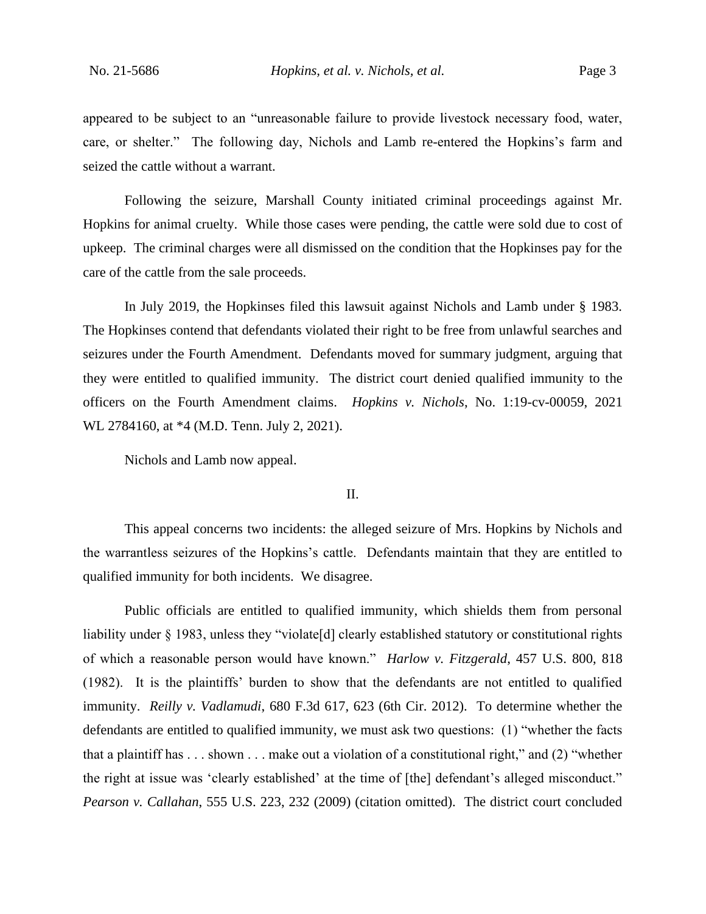appeared to be subject to an "unreasonable failure to provide livestock necessary food, water, care, or shelter." The following day, Nichols and Lamb re-entered the Hopkins's farm and seized the cattle without a warrant.

Following the seizure, Marshall County initiated criminal proceedings against Mr. Hopkins for animal cruelty. While those cases were pending, the cattle were sold due to cost of upkeep. The criminal charges were all dismissed on the condition that the Hopkinses pay for the care of the cattle from the sale proceeds.

In July 2019, the Hopkinses filed this lawsuit against Nichols and Lamb under § 1983. The Hopkinses contend that defendants violated their right to be free from unlawful searches and seizures under the Fourth Amendment. Defendants moved for summary judgment, arguing that they were entitled to qualified immunity. The district court denied qualified immunity to the officers on the Fourth Amendment claims. *Hopkins v. Nichols*, No. 1:19-cv-00059, 2021 WL 2784160, at *4 (M.D. Tenn. July 2, 2021).

Nichols and Lamb now appeal.

## II.

This appeal concerns two incidents: the alleged seizure of Mrs. Hopkins by Nichols and the warrantless seizures of the Hopkins's cattle. Defendants maintain that they are entitled to qualified immunity for both incidents. We disagree.

Public officials are entitled to qualified immunity, which shields them from personal liability under § 1983, unless they "violate[d] clearly established statutory or constitutional rights of which a reasonable person would have known." *Harlow v. Fitzgerald*, 457 U.S. 800, 818 (1982). It is the plaintiffs' burden to show that the defendants are not entitled to qualified immunity. *Reilly v. Vadlamudi*, 680 F.3d 617, 623 (6th Cir. 2012). To determine whether the defendants are entitled to qualified immunity, we must ask two questions: (1) "whether the facts that a plaintiff has . . . shown . . . make out a violation of a constitutional right," and (2) "whether the right at issue was 'clearly established' at the time of [the] defendant's alleged misconduct." *Pearson v. Callahan*, 555 U.S. 223, 232 (2009) (citation omitted). The district court concluded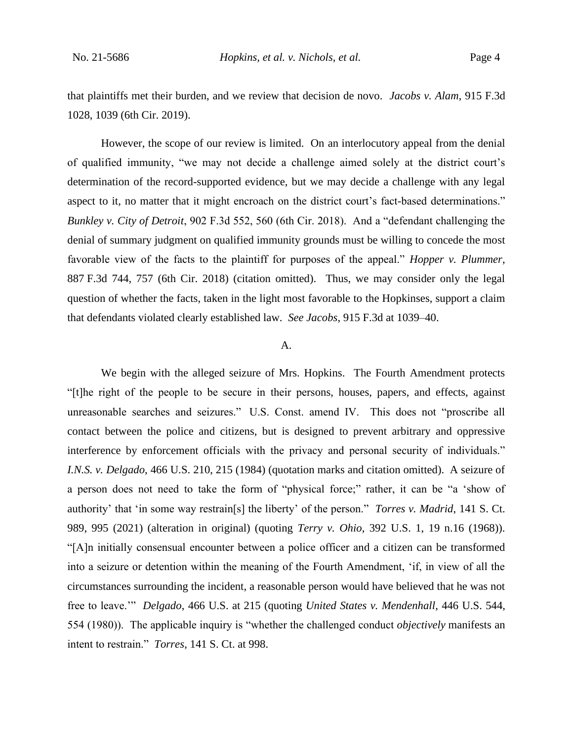that plaintiffs met their burden, and we review that decision de novo. *Jacobs v. Alam*, 915 F.3d 1028, 1039 (6th Cir. 2019).

However, the scope of our review is limited. On an interlocutory appeal from the denial of qualified immunity, "we may not decide a challenge aimed solely at the district court's determination of the record-supported evidence, but we may decide a challenge with any legal aspect to it, no matter that it might encroach on the district court's fact-based determinations." *Bunkley v. City of Detroit*, 902 F.3d 552, 560 (6th Cir. 2018). And a "defendant challenging the denial of summary judgment on qualified immunity grounds must be willing to concede the most favorable view of the facts to the plaintiff for purposes of the appeal." *Hopper v. Plummer*, 887 F.3d 744, 757 (6th Cir. 2018) (citation omitted). Thus, we may consider only the legal question of whether the facts, taken in the light most favorable to the Hopkinses, support a claim that defendants violated clearly established law. *See Jacobs*, 915 F.3d at 1039–40.

## A.

We begin with the alleged seizure of Mrs. Hopkins. The Fourth Amendment protects "[t]he right of the people to be secure in their persons, houses, papers, and effects, against unreasonable searches and seizures." U.S. Const. amend IV. This does not "proscribe all contact between the police and citizens, but is designed to prevent arbitrary and oppressive interference by enforcement officials with the privacy and personal security of individuals." *I.N.S. v. Delgado*, 466 U.S. 210, 215 (1984) (quotation marks and citation omitted). A seizure of a person does not need to take the form of "physical force;" rather, it can be "a 'show of authority' that 'in some way restrain[s] the liberty' of the person." *Torres v. Madrid*, 141 S. Ct. 989, 995 (2021) (alteration in original) (quoting *Terry v. Ohio*, 392 U.S. 1, 19 n.16 (1968)). "[A]n initially consensual encounter between a police officer and a citizen can be transformed into a seizure or detention within the meaning of the Fourth Amendment, 'if, in view of all the circumstances surrounding the incident, a reasonable person would have believed that he was not free to leave.'" *Delgado*, 466 U.S. at 215 (quoting *United States v. Mendenhall*, 446 U.S. 544, 554 (1980)). The applicable inquiry is "whether the challenged conduct *objectively* manifests an intent to restrain." *Torres*, 141 S. Ct. at 998.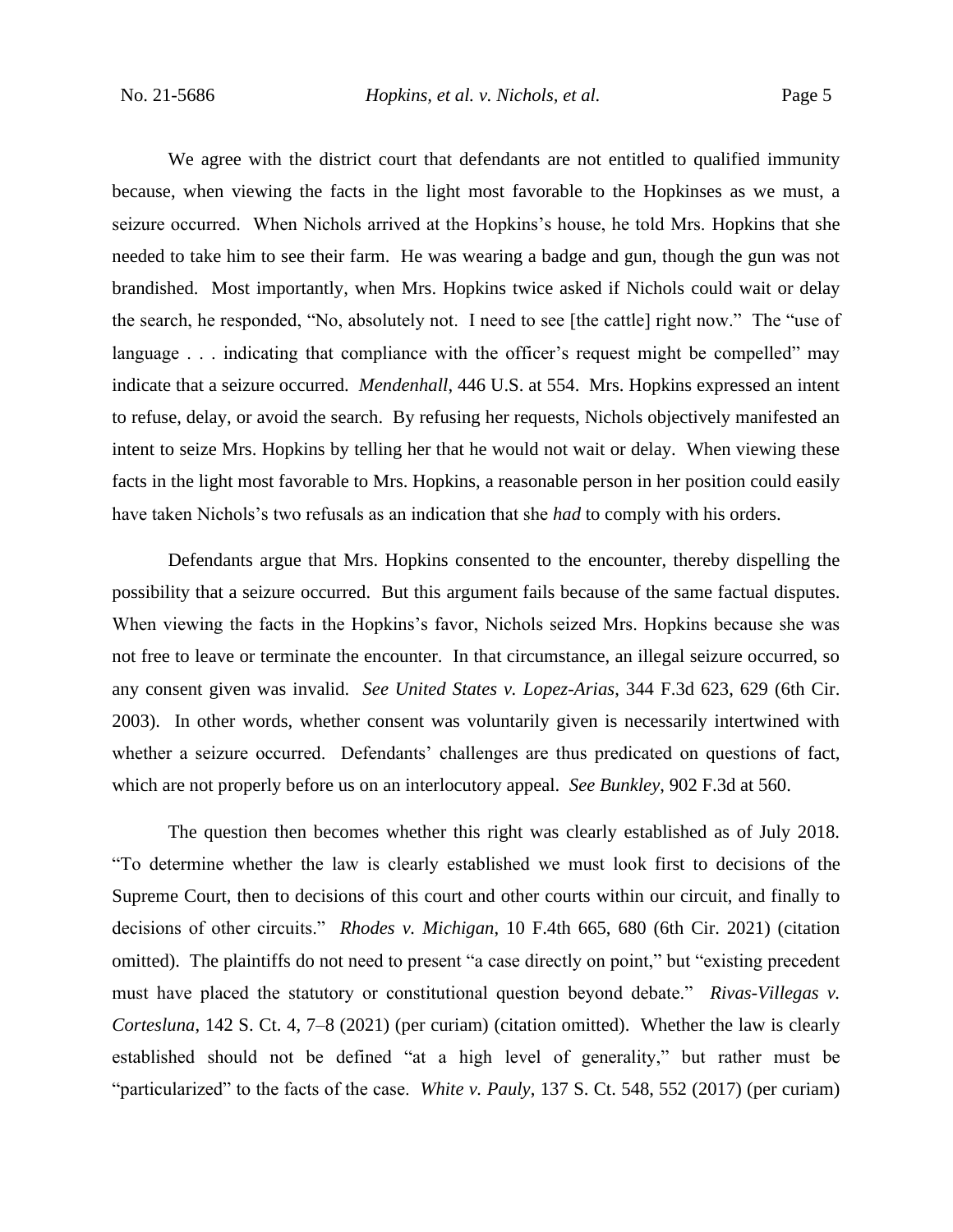We agree with the district court that defendants are not entitled to qualified immunity because, when viewing the facts in the light most favorable to the Hopkinses as we must, a seizure occurred. When Nichols arrived at the Hopkins's house, he told Mrs. Hopkins that she needed to take him to see their farm. He was wearing a badge and gun, though the gun was not brandished. Most importantly, when Mrs. Hopkins twice asked if Nichols could wait or delay the search, he responded, "No, absolutely not. I need to see [the cattle] right now." The "use of language . . . indicating that compliance with the officer's request might be compelled" may indicate that a seizure occurred. *Mendenhall*, 446 U.S. at 554. Mrs. Hopkins expressed an intent to refuse, delay, or avoid the search. By refusing her requests, Nichols objectively manifested an intent to seize Mrs. Hopkins by telling her that he would not wait or delay. When viewing these facts in the light most favorable to Mrs. Hopkins, a reasonable person in her position could easily have taken Nichols's two refusals as an indication that she *had* to comply with his orders.

Defendants argue that Mrs. Hopkins consented to the encounter, thereby dispelling the possibility that a seizure occurred. But this argument fails because of the same factual disputes. When viewing the facts in the Hopkins's favor, Nichols seized Mrs. Hopkins because she was not free to leave or terminate the encounter. In that circumstance, an illegal seizure occurred, so any consent given was invalid. *See United States v. Lopez-Arias*, 344 F.3d 623, 629 (6th Cir. 2003). In other words, whether consent was voluntarily given is necessarily intertwined with whether a seizure occurred. Defendants' challenges are thus predicated on questions of fact, which are not properly before us on an interlocutory appeal. *See Bunkley*, 902 F.3d at 560.

The question then becomes whether this right was clearly established as of July 2018. "To determine whether the law is clearly established we must look first to decisions of the Supreme Court, then to decisions of this court and other courts within our circuit, and finally to decisions of other circuits." *Rhodes v. Michigan*, 10 F.4th 665, 680 (6th Cir. 2021) (citation omitted). The plaintiffs do not need to present "a case directly on point," but "existing precedent must have placed the statutory or constitutional question beyond debate." *Rivas-Villegas v. Cortesluna*, 142 S. Ct. 4, 7–8 (2021) (per curiam) (citation omitted). Whether the law is clearly established should not be defined "at a high level of generality," but rather must be "particularized" to the facts of the case. *White v. Pauly*, 137 S. Ct. 548, 552 (2017) (per curiam)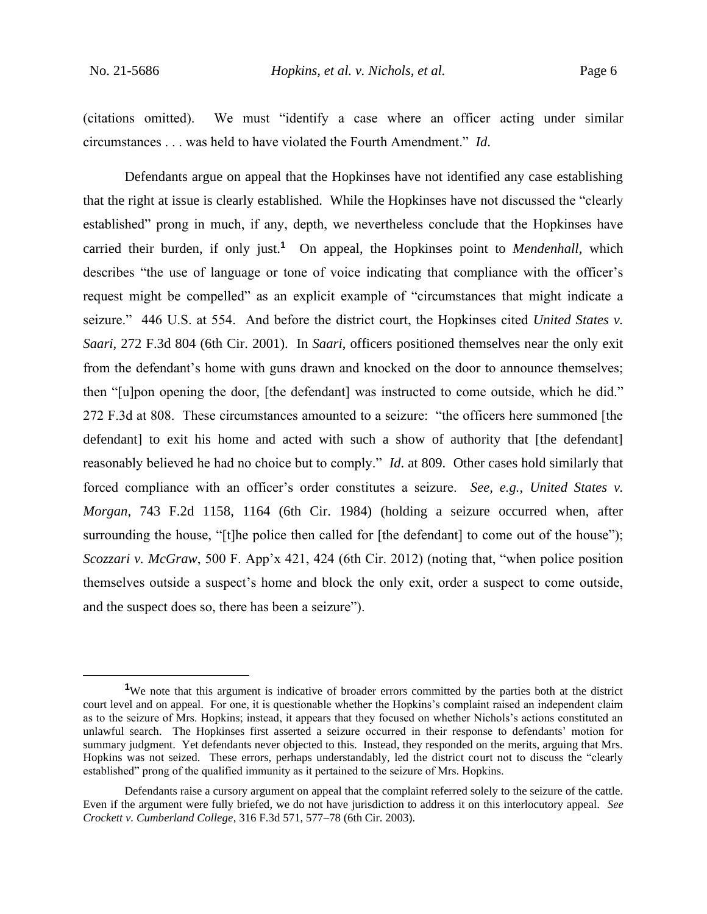(citations omitted). We must "identify a case where an officer acting under similar circumstances . . . was held to have violated the Fourth Amendment." *Id.*

Defendants argue on appeal that the Hopkinses have not identified any case establishing that the right at issue is clearly established. While the Hopkinses have not discussed the "clearly established" prong in much, if any, depth, we nevertheless conclude that the Hopkinses have carried their burden, if only just.[1] On appeal, the Hopkinses point to *Mendenhall*, which describes "the use of language or tone of voice indicating that compliance with the officer's request might be compelled" as an explicit example of "circumstances that might indicate a seizure." 446 U.S. at 554. And before the district court, the Hopkinses cited *United States v. Saari*, 272 F.3d 804 (6th Cir. 2001). In *Saari*, officers positioned themselves near the only exit from the defendant's home with guns drawn and knocked on the door to announce themselves; then "[u]pon opening the door, [the defendant] was instructed to come outside, which he did." 272 F.3d at 808. These circumstances amounted to a seizure: "the officers here summoned [the defendant] to exit his home and acted with such a show of authority that [the defendant] reasonably believed he had no choice but to comply." *Id.* at 809. Other cases hold similarly that forced compliance with an officer's order constitutes a seizure. *See, e.g.*, *United States v. Morgan*, 743 F.2d 1158, 1164 (6th Cir. 1984) (holding a seizure occurred when, after surrounding the house, "[t]he police then called for [the defendant] to come out of the house"); *Scozzari v. McGraw*, 500 F. App'x 421, 424 (6th Cir. 2012) (noting that, "when police position themselves outside a suspect's home and block the only exit, order a suspect to come outside, and the suspect does so, there has been a seizure").

---

[1] We note that this argument is indicative of broader errors committed by the parties both at the district court level and on appeal. For one, it is questionable whether the Hopkins's complaint raised an independent claim as to the seizure of Mrs. Hopkins; instead, it appears that they focused on whether Nichols's actions constituted an unlawful search. The Hopkinses first asserted a seizure occurred in their response to defendants' motion for summary judgment. Yet defendants never objected to this. Instead, they responded on the merits, arguing that Mrs. Hopkins was not seized. These errors, perhaps understandably, led the district court not to discuss the "clearly established" prong of the qualified immunity as it pertained to the seizure of Mrs. Hopkins.

Defendants raise a cursory argument on appeal that the complaint referred solely to the seizure of the cattle. Even if the argument were fully briefed, we do not have jurisdiction to address it on this interlocutory appeal. *See Crockett v. Cumberland College*, 316 F.3d 571, 577–78 (6th Cir. 2003).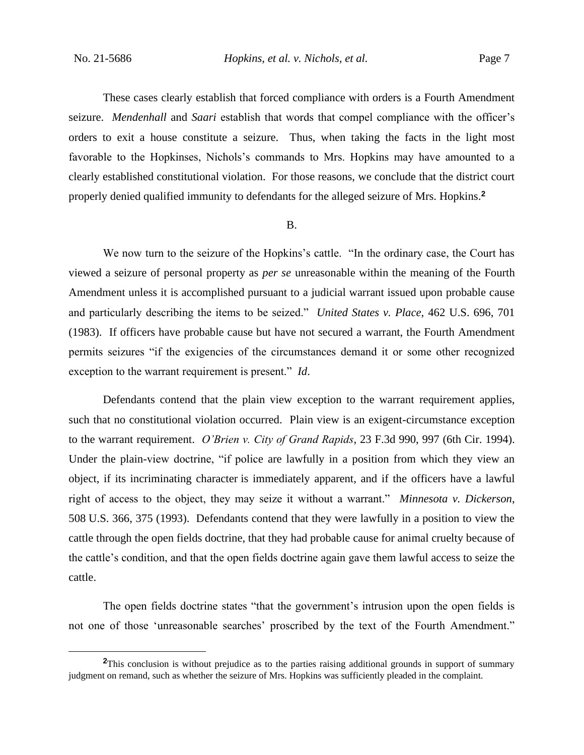These cases clearly establish that forced compliance with orders is a Fourth Amendment seizure. *Mendenhall* and *Saari* establish that words that compel compliance with the officer's orders to exit a house constitute a seizure. Thus, when taking the facts in the light most favorable to the Hopkinses, Nichols's commands to Mrs. Hopkins may have amounted to a clearly established constitutional violation. For those reasons, we conclude that the district court properly denied qualified immunity to defendants for the alleged seizure of Mrs. Hopkins.[2]

B.

We now turn to the seizure of the Hopkins's cattle. "In the ordinary case, the Court has viewed a seizure of personal property as *per se* unreasonable within the meaning of the Fourth Amendment unless it is accomplished pursuant to a judicial warrant issued upon probable cause and particularly describing the items to be seized." *United States v. Place*, 462 U.S. 696, 701 (1983). If officers have probable cause but have not secured a warrant, the Fourth Amendment permits seizures "if the exigencies of the circumstances demand it or some other recognized exception to the warrant requirement is present." *Id*.

Defendants contend that the plain view exception to the warrant requirement applies, such that no constitutional violation occurred. Plain view is an exigent-circumstance exception to the warrant requirement. *O'Brien v. City of Grand Rapids*, 23 F.3d 990, 997 (6th Cir. 1994). Under the plain-view doctrine, "if police are lawfully in a position from which they view an object, if its incriminating character is immediately apparent, and if the officers have a lawful right of access to the object, they may seize it without a warrant." *Minnesota v. Dickerson*, 508 U.S. 366, 375 (1993). Defendants contend that they were lawfully in a position to view the cattle through the open fields doctrine, that they had probable cause for animal cruelty because of the cattle's condition, and that the open fields doctrine again gave them lawful access to seize the cattle.

The open fields doctrine states "that the government's intrusion upon the open fields is not one of those 'unreasonable searches' proscribed by the text of the Fourth Amendment."

[2] This conclusion is without prejudice as to the parties raising additional grounds in support of summary judgment on remand, such as whether the seizure of Mrs. Hopkins was sufficiently pleaded in the complaint.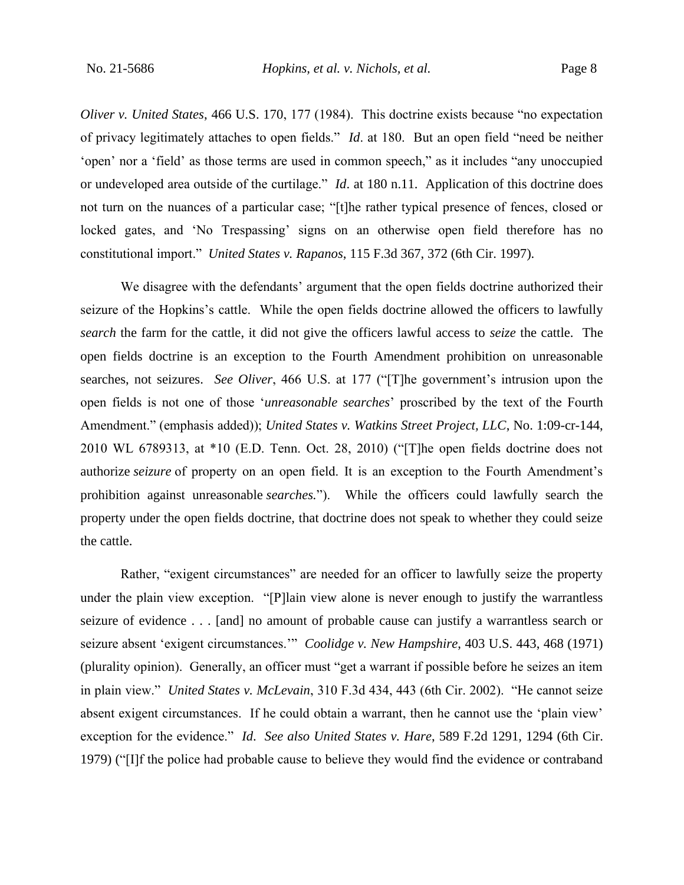*Oliver v. United States*, 466 U.S. 170, 177 (1984). This doctrine exists because "no expectation of privacy legitimately attaches to open fields." *Id*. at 180. But an open field "need be neither 'open' nor a 'field' as those terms are used in common speech," as it includes "any unoccupied or undeveloped area outside of the curtilage." *Id*. at 180 n.11. Application of this doctrine does not turn on the nuances of a particular case; "[t]he rather typical presence of fences, closed or locked gates, and 'No Trespassing' signs on an otherwise open field therefore has no constitutional import." *United States v. Rapanos*, 115 F.3d 367, 372 (6th Cir. 1997).

We disagree with the defendants' argument that the open fields doctrine authorized their seizure of the Hopkins's cattle. While the open fields doctrine allowed the officers to lawfully *search* the farm for the cattle, it did not give the officers lawful access to *seize* the cattle. The open fields doctrine is an exception to the Fourth Amendment prohibition on unreasonable searches, not seizures. *See Oliver*, 466 U.S. at 177 ("[T]he government's intrusion upon the open fields is not one of those '*unreasonable searches*' proscribed by the text of the Fourth Amendment." (emphasis added)); *United States v. Watkins Street Project, LLC*, No. 1:09-cr-144, 2010 WL 6789313, at *10 (E.D. Tenn. Oct. 28, 2010) ("[T]he open fields doctrine does not authorize *seizure* of property on an open field. It is an exception to the Fourth Amendment's prohibition against unreasonable *searches.*"). While the officers could lawfully search the property under the open fields doctrine, that doctrine does not speak to whether they could seize the cattle.

Rather, "exigent circumstances" are needed for an officer to lawfully seize the property under the plain view exception. "[P]lain view alone is never enough to justify the warrantless seizure of evidence . . . [and] no amount of probable cause can justify a warrantless search or seizure absent 'exigent circumstances.'" *Coolidge v. New Hampshire*, 403 U.S. 443, 468 (1971) (plurality opinion). Generally, an officer must "get a warrant if possible before he seizes an item in plain view." *United States v. McLevain*, 310 F.3d 434, 443 (6th Cir. 2002). "He cannot seize absent exigent circumstances. If he could obtain a warrant, then he cannot use the 'plain view' exception for the evidence." *Id*. *See also United States v. Hare*, 589 F.2d 1291, 1294 (6th Cir. 1979) ("[I]f the police had probable cause to believe they would find the evidence or contraband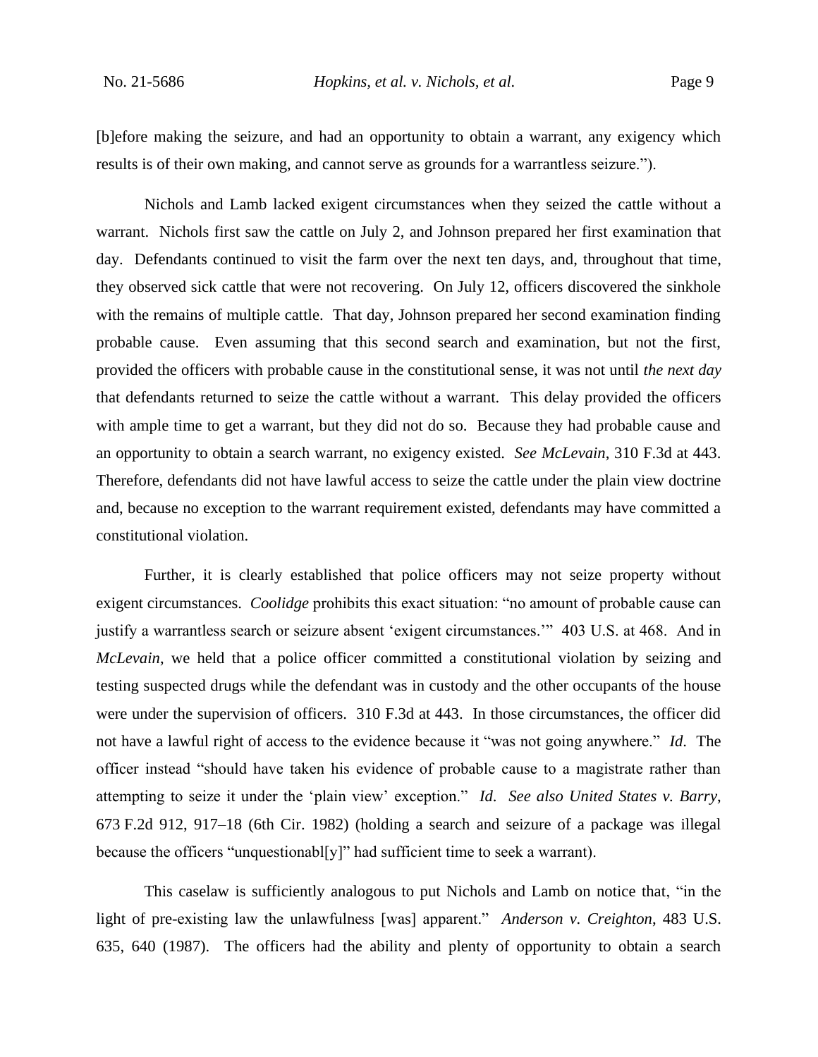[b]efore making the seizure, and had an opportunity to obtain a warrant, any exigency which results is of their own making, and cannot serve as grounds for a warrantless seizure.").

Nichols and Lamb lacked exigent circumstances when they seized the cattle without a warrant. Nichols first saw the cattle on July 2, and Johnson prepared her first examination that day. Defendants continued to visit the farm over the next ten days, and, throughout that time, they observed sick cattle that were not recovering. On July 12, officers discovered the sinkhole with the remains of multiple cattle. That day, Johnson prepared her second examination finding probable cause. Even assuming that this second search and examination, but not the first, provided the officers with probable cause in the constitutional sense, it was not until *the next day* that defendants returned to seize the cattle without a warrant. This delay provided the officers with ample time to get a warrant, but they did not do so. Because they had probable cause and an opportunity to obtain a search warrant, no exigency existed. *See McLevain*, 310 F.3d at 443. Therefore, defendants did not have lawful access to seize the cattle under the plain view doctrine and, because no exception to the warrant requirement existed, defendants may have committed a constitutional violation.

Further, it is clearly established that police officers may not seize property without exigent circumstances. *Coolidge* prohibits this exact situation: "no amount of probable cause can justify a warrantless search or seizure absent 'exigent circumstances.'" 403 U.S. at 468. And in *McLevain*, we held that a police officer committed a constitutional violation by seizing and testing suspected drugs while the defendant was in custody and the other occupants of the house were under the supervision of officers. 310 F.3d at 443. In those circumstances, the officer did not have a lawful right of access to the evidence because it "was not going anywhere." *Id*. The officer instead "should have taken his evidence of probable cause to a magistrate rather than attempting to seize it under the 'plain view' exception." *Id*. *See also United States v. Barry*, 673 F.2d 912, 917–18 (6th Cir. 1982) (holding a search and seizure of a package was illegal because the officers "unquestionabl[y]" had sufficient time to seek a warrant).

This caselaw is sufficiently analogous to put Nichols and Lamb on notice that, "in the light of pre-existing law the unlawfulness [was] apparent." *Anderson v. Creighton*, 483 U.S. 635, 640 (1987). The officers had the ability and plenty of opportunity to obtain a search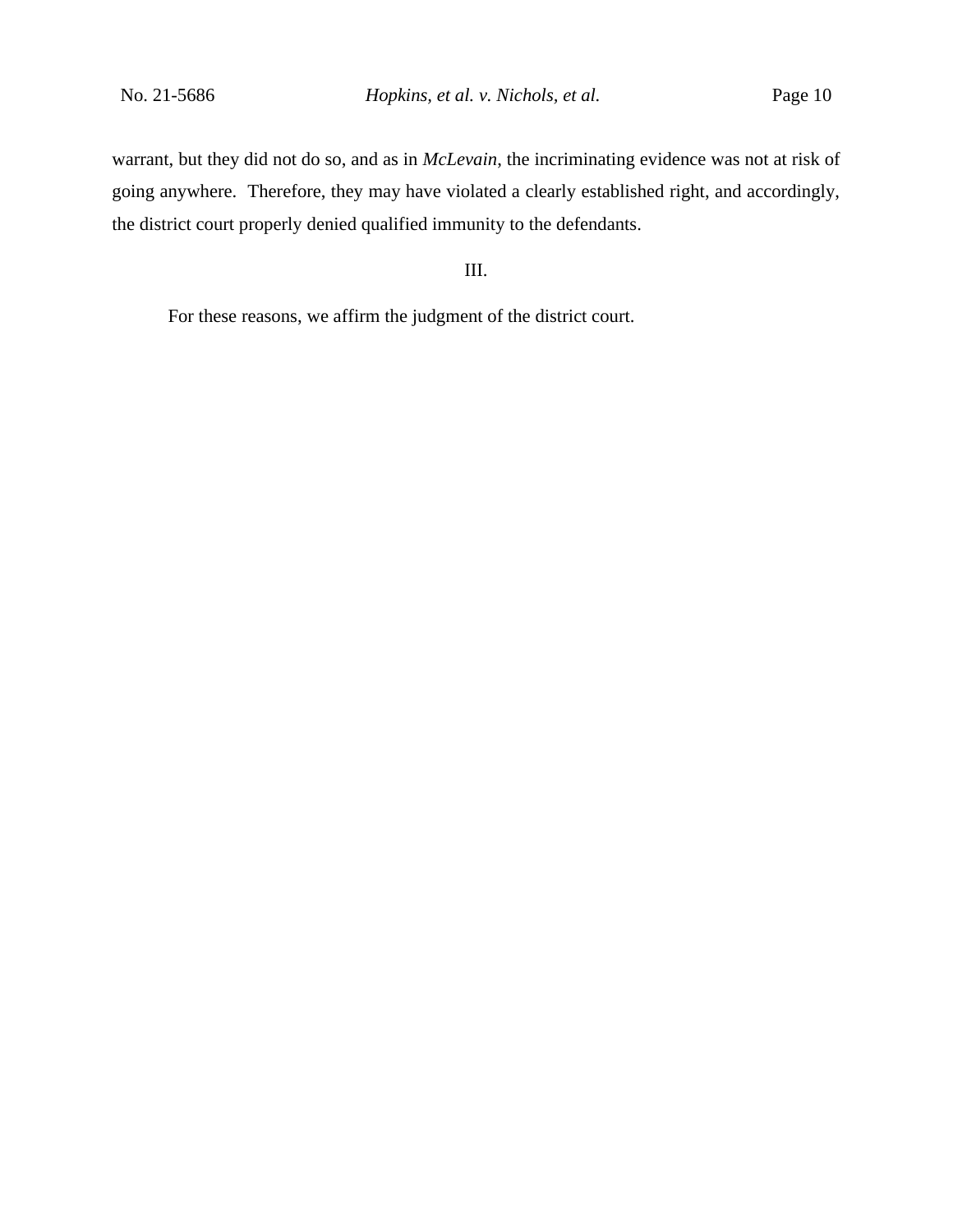warrant, but they did not do so, and as in *McLevain*, the incriminating evidence was not at risk of going anywhere. Therefore, they may have violated a clearly established right, and accordingly, the district court properly denied qualified immunity to the defendants.

## III.

For these reasons, we affirm the judgment of the district court.